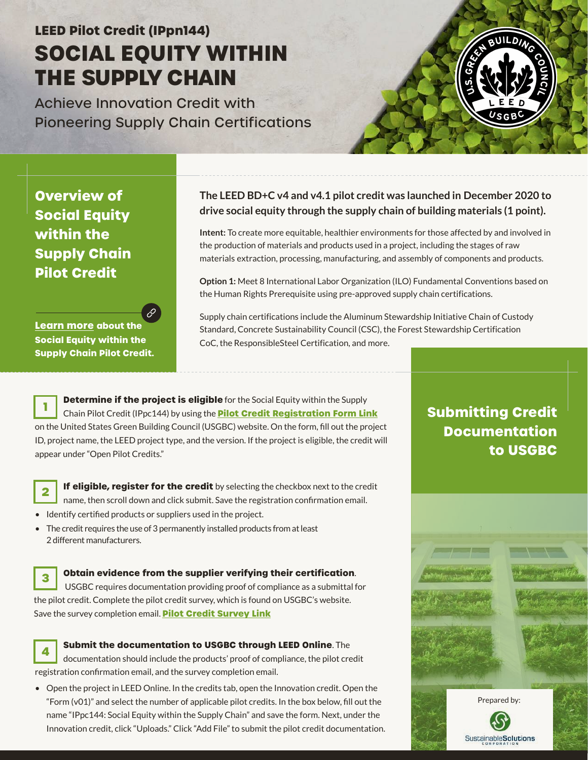## LEED Pilot Credit (IPpn144)

# SOCIAL EQUITY WITHIN THE SUPPLY CHAIN

Achieve Innovation Credit with Pioneering Supply Chain Certifications

## Overview of Social Equity within the Supply Chain Pilot Credit

**Learn more about the Social Equity within the Supply Chain Pilot Credit.**

**The LEED BD+C v4 and v4.1 pilot credit was launched in December 2020 to drive social equity through the supply chain of building materials (1 point).**

**Intent:** To create more equitable, healthier environments for those affected by and involved in the production of materials and products used in a project, including the stages of raw materials extraction, processing, manufacturing, and assembly of components and products.

**Option 1:** Meet 8 International Labor Organization (ILO) Fundamental Conventions based on the Human Rights Prerequisite using pre-approved supply chain certifications.

Supply chain certifications include the Aluminum Stewardship Initiative Chain of Custody Standard, Concrete Sustainability Council (CSC), the Forest Stewardship Certification CoC, the ResponsibleSteel Certification, and more.

## Submitting Credit Documentation to USGBC

**1** **Determine if the project is eligible** for the Social Equity within the Supply Chain Pilot Credit (IPpc144) by using the **Pilot Credit Registration Form Link** on the United States Green Building Council (USGBC) website. On the form, fill out the project ID, project name, the LEED project type, and the version. If the project is eligible, the credit will appear under "Open Pilot Credits."

**2** **If eligible, register for the credit** by selecting the checkbox next to the credit name, then scroll down and click submit. Save the registration confirmation email.

- Identify certified products or suppliers used in the project.
- The credit requires the use of 3 permanently installed products from at least 2 different manufacturers.

**3** **Obtain evidence from the supplier verifying their certification**. USGBC requires documentation providing proof of compliance as a submittal for the pilot credit. Complete the pilot credit survey, which is found on USGBC's website. Save the survey completion email. **Pilot Credit Survey Link**

**4** **Submit the documentation to USGBC through LEED Online**. The documentation should include the products' proof of compliance, the pilot credit registration confirmation email, and the survey completion email.

- Open the project in LEED Online. In the credits tab, open the Innovation credit. Open the "Form (v01)" and select the number of applicable pilot credits. In the box below, fill out the name "IPpc144: Social Equity within the Supply Chain" and save the form. Next, under the Innovation credit, click "Uploads." Click "Add File" to submit the pilot credit documentation.

Prepared by: Sustainable Solutions Corporation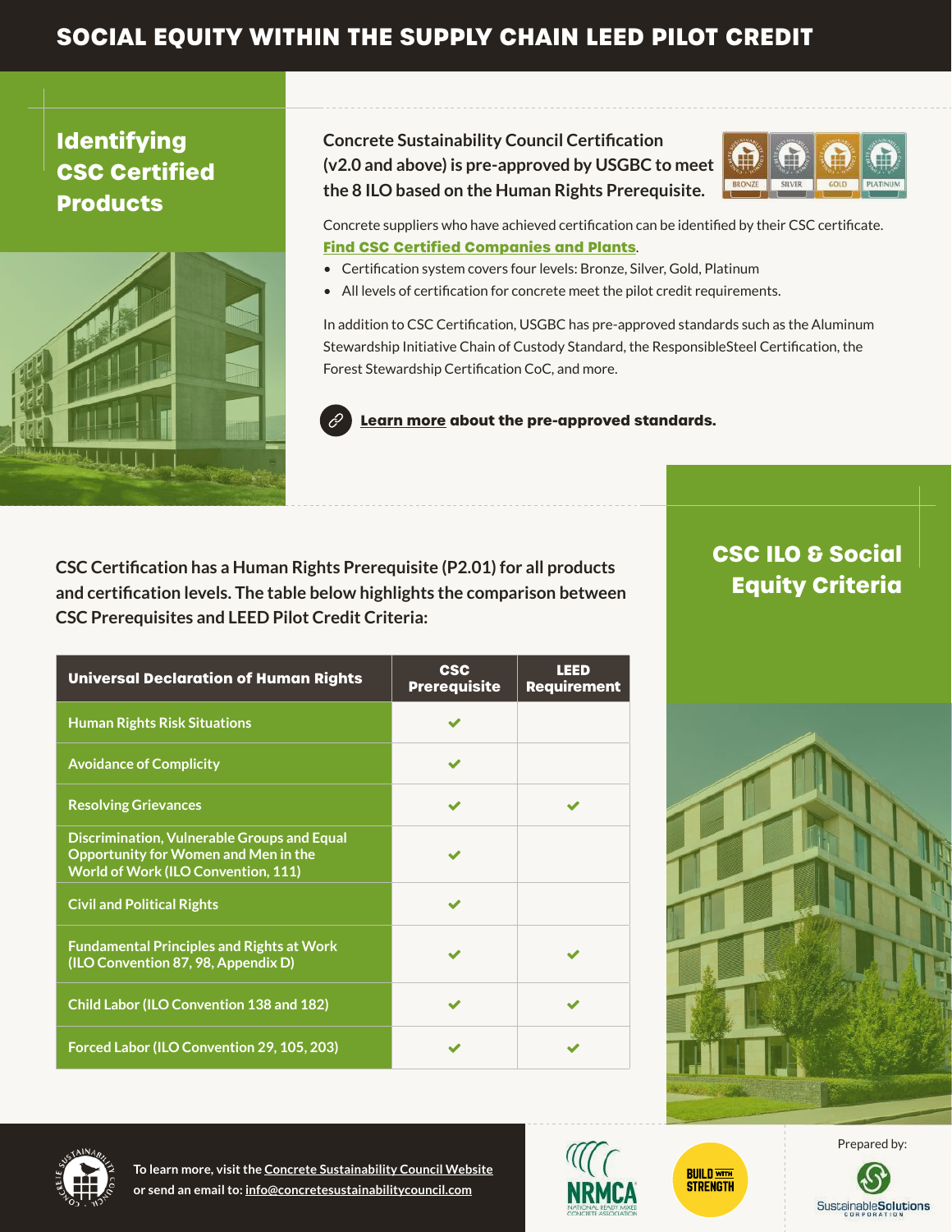# SOCIAL EQUITY WITHIN THE SUPPLY CHAIN LEED PILOT CREDIT

## Identifying CSC Certified Products

**Concrete Sustainability Council Certification (v2.0 and above) is pre-approved by USGBC to meet the 8 ILO based on the Human Rights Prerequisite.**

BRONZE SILVER GOLD PLATINUM

Concrete suppliers who have achieved certification can be identified by their CSC certificate. **Find CSC Certified Companies and Plants**.

- Certification system covers four levels: Bronze, Silver, Gold, Platinum
- All levels of certification for concrete meet the pilot credit requirements.

In addition to CSC Certification, USGBC has pre-approved standards such as the Aluminum Stewardship Initiative Chain of Custody Standard, the ResponsibleSteel Certification, the Forest Stewardship Certification CoC, and more.

**Learn more about the pre-approved standards.**

## CSC ILO & Social Equity Criteria

**CSC Certification has a Human Rights Prerequisite (P2.01) for all products and certification levels. The table below highlights the comparison between CSC Prerequisites and LEED Pilot Credit Criteria:**

| Universal Declaration of Human Rights | CSC Prerequisite | LEED Requirement |
|---|---|---|
| Human Rights Risk Situations | ✔ | |
| Avoidance of Complicity | ✔ | |
| Resolving Grievances | ✔ | ✔ |
| Discrimination, Vulnerable Groups and Equal Opportunity for Women and Men in the World of Work (ILO Convention, 111) | ✔ | |
| Civil and Political Rights | ✔ | |
| Fundamental Principles and Rights at Work (ILO Convention 87, 98, Appendix D) | ✔ | ✔ |
| Child Labor (ILO Convention 138 and 182) | ✔ | ✔ |
| Forced Labor (ILO Convention 29, 105, 203) | ✔ | ✔ |

**To learn more, visit the Concrete Sustainability Council Website or send an email to: info@concretesustainabilitycouncil.com**

NRMCA NATIONAL READY MIXED CONCRETE ASSOCIATION

BUILD WITH STRENGTH

Prepared by:

SustainableSolutions CORPORATION